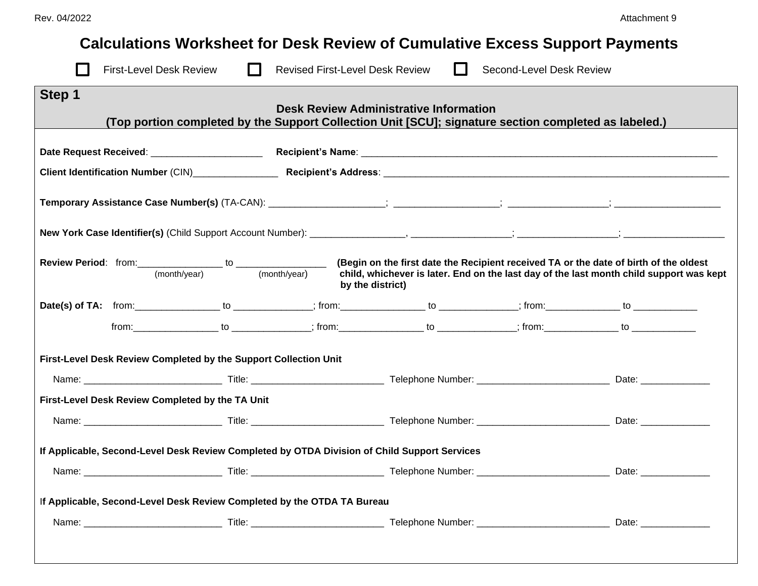Rev. 04/2022 Attachment 9

# Calculations Worksheet for Desk Review of Cumulative Excess Support Payments

☐ First-Level Desk Review ☐ Revised First-Level Desk Review ☐ Second-Level Desk Review

## Step 1

### Desk Review Administrative Information
**(Top portion completed by the Support Collection Unit [SCU]; signature section completed as labeled.)**

**Date Request Received**: ____________________ **Recipient's Name**: ____________________________________________________________________

**Client Identification Number** (CIN)________________ **Recipient's Address**: ____________________________________________________________________

**Temporary Assistance Case Number(s)** (TA-CAN): ______________________; ___________________; __________________; ____________________

**New York Case Identifier(s)** (Child Support Account Number): __________________, __________________; __________________; ___________________

**Review Period**: from:________________ to ________________ **(Begin on the first date the Recipient received TA or the date of birth of the oldest child, whichever is later. End on the last day of the last month child support was kept by the district)**
(month/year) (month/year)

**Date(s) of TA:** from:________________ to _______________; from:________________ to _______________; from:______________ to ____________

from:________________ to _______________; from:________________ to _______________; from:______________ to ____________

**First-Level Desk Review Completed by the Support Collection Unit**

Name: __________________________ Title: _________________________ Telephone Number: _________________________ Date: _____________

**First-Level Desk Review Completed by the TA Unit**

Name: __________________________ Title: _________________________ Telephone Number: _________________________ Date: _____________

**If Applicable, Second-Level Desk Review Completed by OTDA Division of Child Support Services**

Name: __________________________ Title: _________________________ Telephone Number: _________________________ Date: _____________

I**f Applicable, Second-Level Desk Review Completed by the OTDA TA Bureau**

Name: __________________________ Title: _________________________ Telephone Number: _________________________ Date: _____________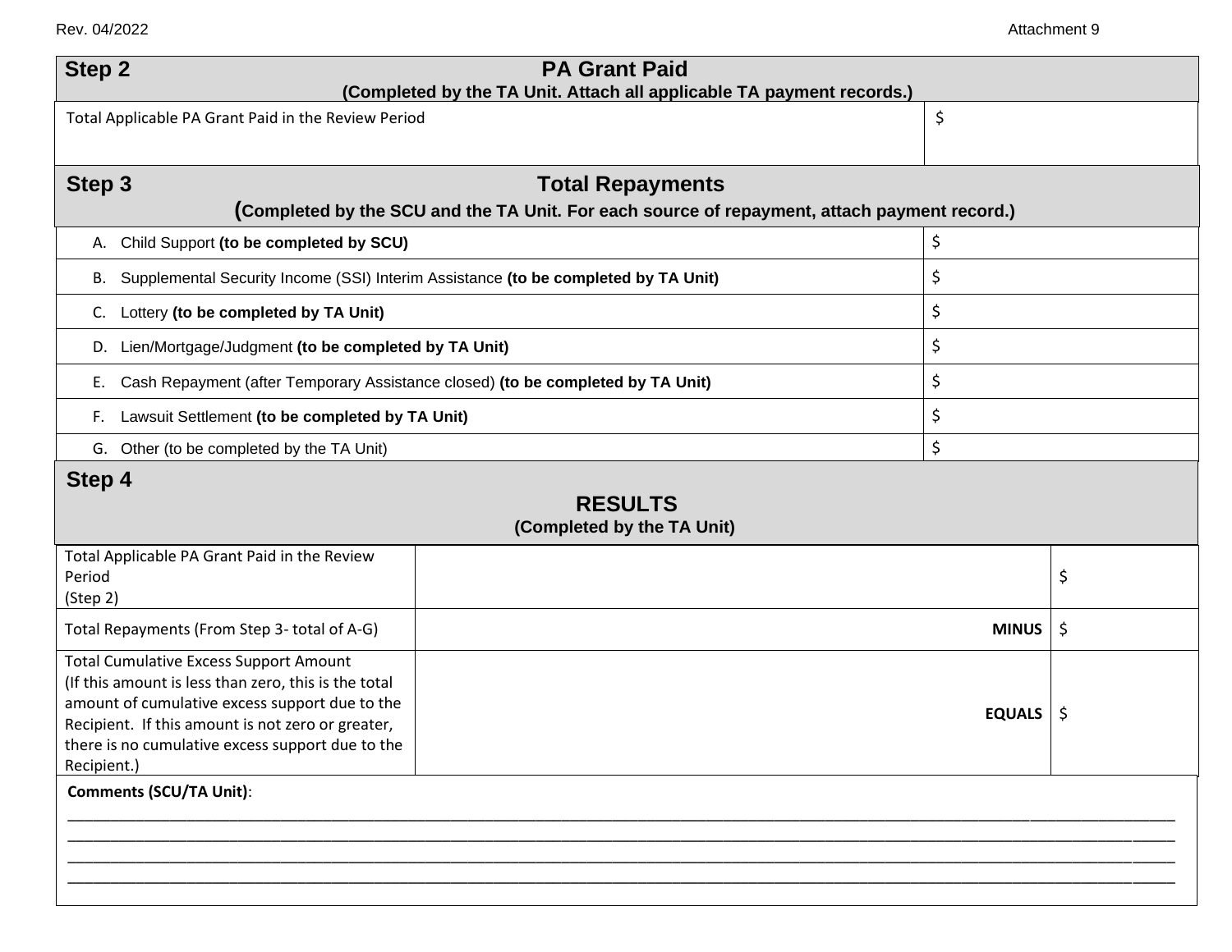Rev. 04/2022 Attachment 9

| | |
|---|---|
| **Step 2 — PA Grant Paid** **(Completed by the TA Unit. Attach all applicable TA payment records.)** | |
| Total Applicable PA Grant Paid in the Review Period | $ |

| | |
|---|---|
| **Step 3 — Total Repayments** **(Completed by the SCU and the TA Unit. For each source of repayment, attach payment record.)** | |
| A. Child Support **(to be completed by SCU)** | $ |
| B. Supplemental Security Income (SSI) Interim Assistance **(to be completed by TA Unit)** | $ |
| C. Lottery **(to be completed by TA Unit)** | $ |
| D. Lien/Mortgage/Judgment **(to be completed by TA Unit)** | $ |
| E. Cash Repayment (after Temporary Assistance closed) **(to be completed by TA Unit)** | $ |
| F. Lawsuit Settlement **(to be completed by TA Unit)** | $ |
| G. Other (to be completed by the TA Unit) | $ |

| | | |
|---|---|---|
| **Step 4 — RESULTS** **(Completed by the TA Unit)** | | |
| Total Applicable PA Grant Paid in the Review Period (Step 2) | | $ |
| Total Repayments (From Step 3- total of A-G) | **MINUS** | $ |
| Total Cumulative Excess Support Amount (If this amount is less than zero, this is the total amount of cumulative excess support due to the Recipient. If this amount is not zero or greater, there is no cumulative excess support due to the Recipient.) | **EQUALS** | $ |

**Comments (SCU/TA Unit)**:

______________________________________________________________________________________________

______________________________________________________________________________________________

______________________________________________________________________________________________

______________________________________________________________________________________________